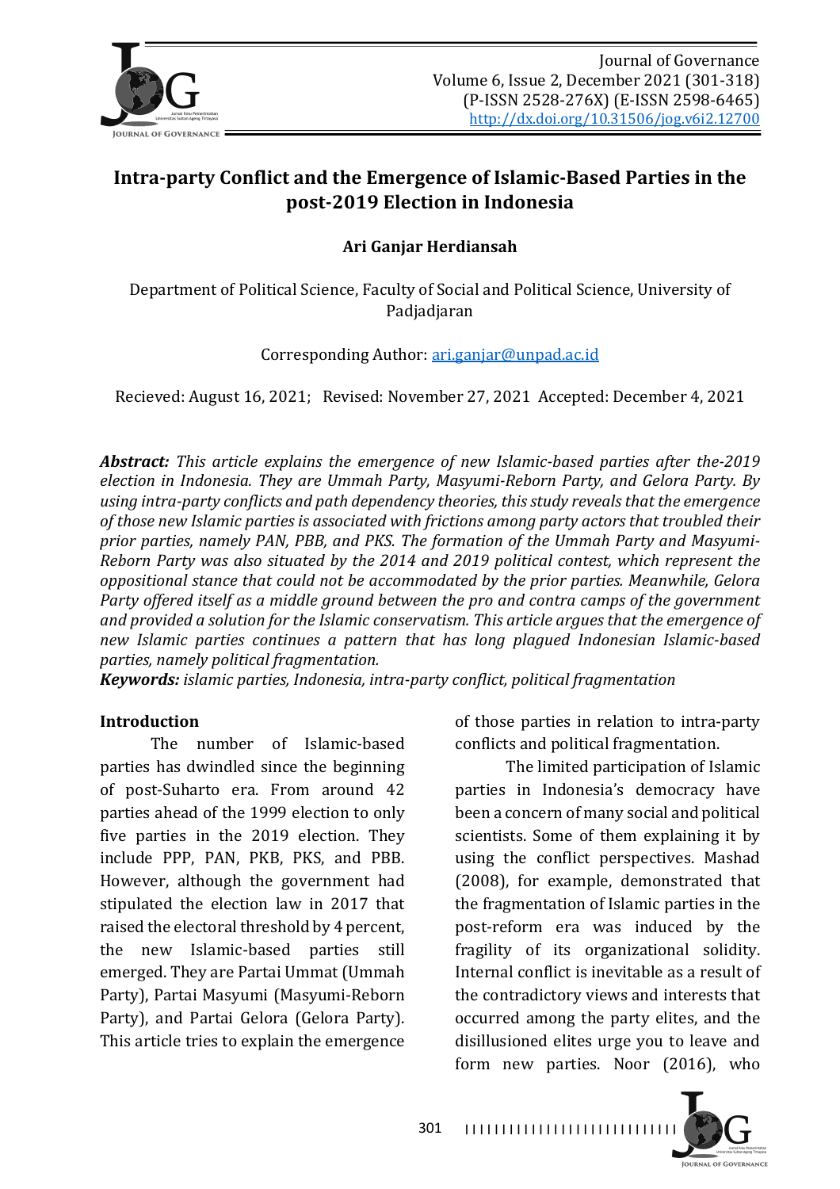# Intra-party Conflict and the Emergence of Islamic-Based Parties in the post-2019 Election in Indonesia

**Ari Ganjar Herdiansah**

Department of Political Science, Faculty of Social and Political Science, University of Padjadjaran

Corresponding Author: ari.ganjar@unpad.ac.id

Recieved: August 16, 2021; Revised: November 27, 2021 Accepted: December 4, 2021

***Abstract:*** *This article explains the emergence of new Islamic-based parties after the-2019 election in Indonesia. They are Ummah Party, Masyumi-Reborn Party, and Gelora Party. By using intra-party conflicts and path dependency theories, this study reveals that the emergence of those new Islamic parties is associated with frictions among party actors that troubled their prior parties, namely PAN, PBB, and PKS. The formation of the Ummah Party and Masyumi-Reborn Party was also situated by the 2014 and 2019 political contest, which represent the oppositional stance that could not be accommodated by the prior parties. Meanwhile, Gelora Party offered itself as a middle ground between the pro and contra camps of the government and provided a solution for the Islamic conservatism. This article argues that the emergence of new Islamic parties continues a pattern that has long plagued Indonesian Islamic-based parties, namely political fragmentation.*

***Keywords:*** *islamic parties, Indonesia, intra-party conflict, political fragmentation*

## Introduction

The number of Islamic-based parties has dwindled since the beginning of post-Suharto era. From around 42 parties ahead of the 1999 election to only five parties in the 2019 election. They include PPP, PAN, PKB, PKS, and PBB. However, although the government had stipulated the election law in 2017 that raised the electoral threshold by 4 percent, the new Islamic-based parties still emerged. They are Partai Ummat (Ummah Party), Partai Masyumi (Masyumi-Reborn Party), and Partai Gelora (Gelora Party). This article tries to explain the emergence of those parties in relation to intra-party conflicts and political fragmentation.

The limited participation of Islamic parties in Indonesia's democracy have been a concern of many social and political scientists. Some of them explaining it by using the conflict perspectives. Mashad (2008), for example, demonstrated that the fragmentation of Islamic parties in the post-reform era was induced by the fragility of its organizational solidity. Internal conflict is inevitable as a result of the contradictory views and interests that occurred among the party elites, and the disillusioned elites urge you to leave and form new parties. Noor (2016), who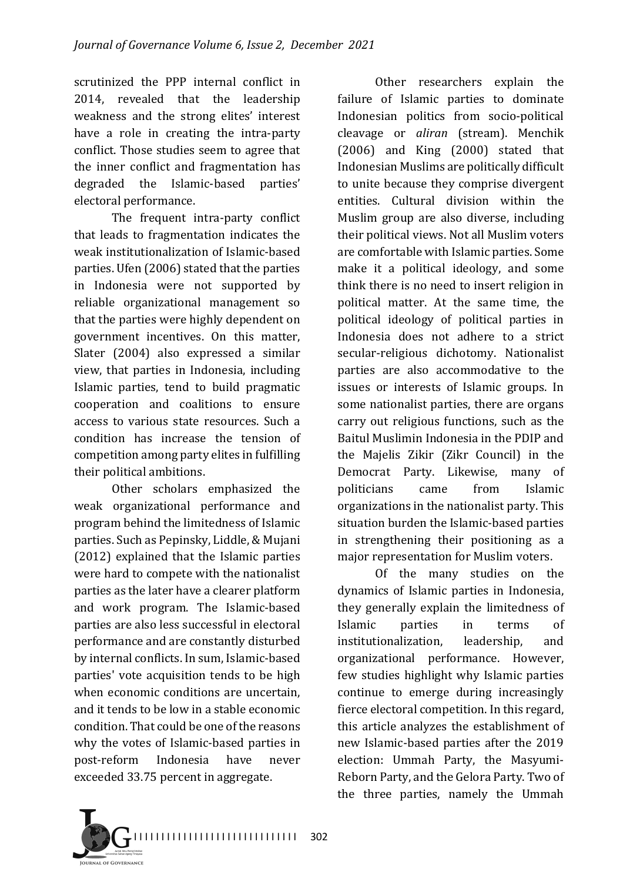scrutinized the PPP internal conflict in 2014, revealed that the leadership weakness and the strong elites' interest have a role in creating the intra-party conflict. Those studies seem to agree that the inner conflict and fragmentation has degraded the Islamic-based parties' electoral performance.

The frequent intra-party conflict that leads to fragmentation indicates the weak institutionalization of Islamic-based parties. Ufen (2006) stated that the parties in Indonesia were not supported by reliable organizational management so that the parties were highly dependent on government incentives. On this matter, Slater (2004) also expressed a similar view, that parties in Indonesia, including Islamic parties, tend to build pragmatic cooperation and coalitions to ensure access to various state resources. Such a condition has increase the tension of competition among party elites in fulfilling their political ambitions.

Other scholars emphasized the weak organizational performance and program behind the limitedness of Islamic parties. Such as Pepinsky, Liddle, & Mujani (2012) explained that the Islamic parties were hard to compete with the nationalist parties as the later have a clearer platform and work program. The Islamic-based parties are also less successful in electoral performance and are constantly disturbed by internal conflicts. In sum, Islamic-based parties' vote acquisition tends to be high when economic conditions are uncertain, and it tends to be low in a stable economic condition. That could be one of the reasons why the votes of Islamic-based parties in post-reform Indonesia have never exceeded 33.75 percent in aggregate.

Other researchers explain the failure of Islamic parties to dominate Indonesian politics from socio-political cleavage or *aliran* (stream). Menchik (2006) and King (2000) stated that Indonesian Muslims are politically difficult to unite because they comprise divergent entities. Cultural division within the Muslim group are also diverse, including their political views. Not all Muslim voters are comfortable with Islamic parties. Some make it a political ideology, and some think there is no need to insert religion in political matter. At the same time, the political ideology of political parties in Indonesia does not adhere to a strict secular-religious dichotomy. Nationalist parties are also accommodative to the issues or interests of Islamic groups. In some nationalist parties, there are organs carry out religious functions, such as the Baitul Muslimin Indonesia in the PDIP and the Majelis Zikir (Zikr Council) in the Democrat Party. Likewise, many of politicians came from Islamic organizations in the nationalist party. This situation burden the Islamic-based parties in strengthening their positioning as a major representation for Muslim voters.

Of the many studies on the dynamics of Islamic parties in Indonesia, they generally explain the limitedness of Islamic parties in terms of institutionalization, leadership, and organizational performance. However, few studies highlight why Islamic parties continue to emerge during increasingly fierce electoral competition. In this regard, this article analyzes the establishment of new Islamic-based parties after the 2019 election: Ummah Party, the Masyumi-Reborn Party, and the Gelora Party. Two of the three parties, namely the Ummah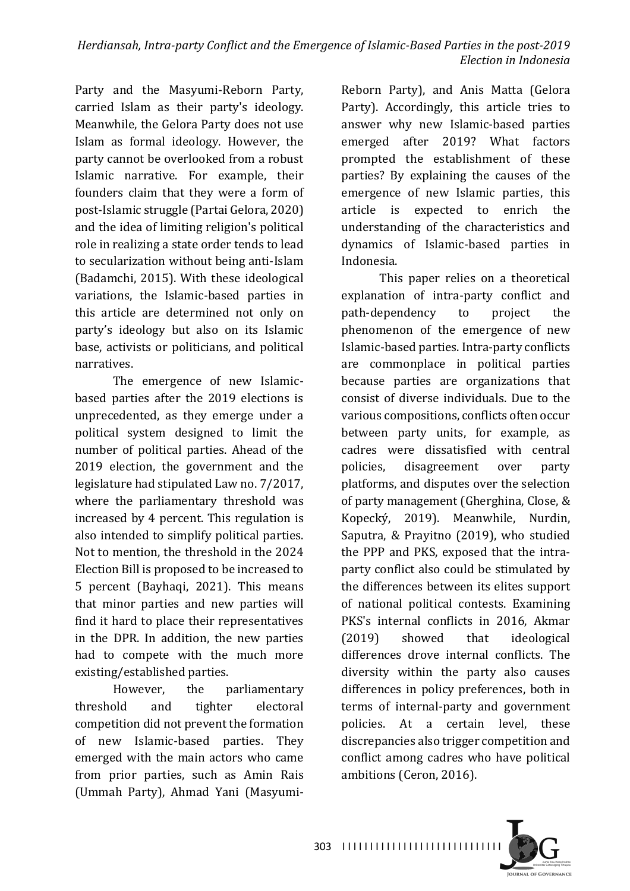Party and the Masyumi-Reborn Party, carried Islam as their party's ideology. Meanwhile, the Gelora Party does not use Islam as formal ideology. However, the party cannot be overlooked from a robust Islamic narrative. For example, their founders claim that they were a form of post-Islamic struggle (Partai Gelora, 2020) and the idea of limiting religion's political role in realizing a state order tends to lead to secularization without being anti-Islam (Badamchi, 2015). With these ideological variations, the Islamic-based parties in this article are determined not only on party's ideology but also on its Islamic base, activists or politicians, and political narratives.

The emergence of new Islamic-based parties after the 2019 elections is unprecedented, as they emerge under a political system designed to limit the number of political parties. Ahead of the 2019 election, the government and the legislature had stipulated Law no. 7/2017, where the parliamentary threshold was increased by 4 percent. This regulation is also intended to simplify political parties. Not to mention, the threshold in the 2024 Election Bill is proposed to be increased to 5 percent (Bayhaqi, 2021). This means that minor parties and new parties will find it hard to place their representatives in the DPR. In addition, the new parties had to compete with the much more existing/established parties.

However, the parliamentary threshold and tighter electoral competition did not prevent the formation of new Islamic-based parties. They emerged with the main actors who came from prior parties, such as Amin Rais (Ummah Party), Ahmad Yani (Masyumi-Reborn Party), and Anis Matta (Gelora Party). Accordingly, this article tries to answer why new Islamic-based parties emerged after 2019? What factors prompted the establishment of these parties? By explaining the causes of the emergence of new Islamic parties, this article is expected to enrich the understanding of the characteristics and dynamics of Islamic-based parties in Indonesia.

This paper relies on a theoretical explanation of intra-party conflict and path-dependency to project the phenomenon of the emergence of new Islamic-based parties. Intra-party conflicts are commonplace in political parties because parties are organizations that consist of diverse individuals. Due to the various compositions, conflicts often occur between party units, for example, as cadres were dissatisfied with central policies, disagreement over party platforms, and disputes over the selection of party management (Gherghina, Close, & Kopecký, 2019). Meanwhile, Nurdin, Saputra, & Prayitno (2019), who studied the PPP and PKS, exposed that the intra-party conflict also could be stimulated by the differences between its elites support of national political contests. Examining PKS's internal conflicts in 2016, Akmar (2019) showed that ideological differences drove internal conflicts. The diversity within the party also causes differences in policy preferences, both in terms of internal-party and government policies. At a certain level, these discrepancies also trigger competition and conflict among cadres who have political ambitions (Ceron, 2016).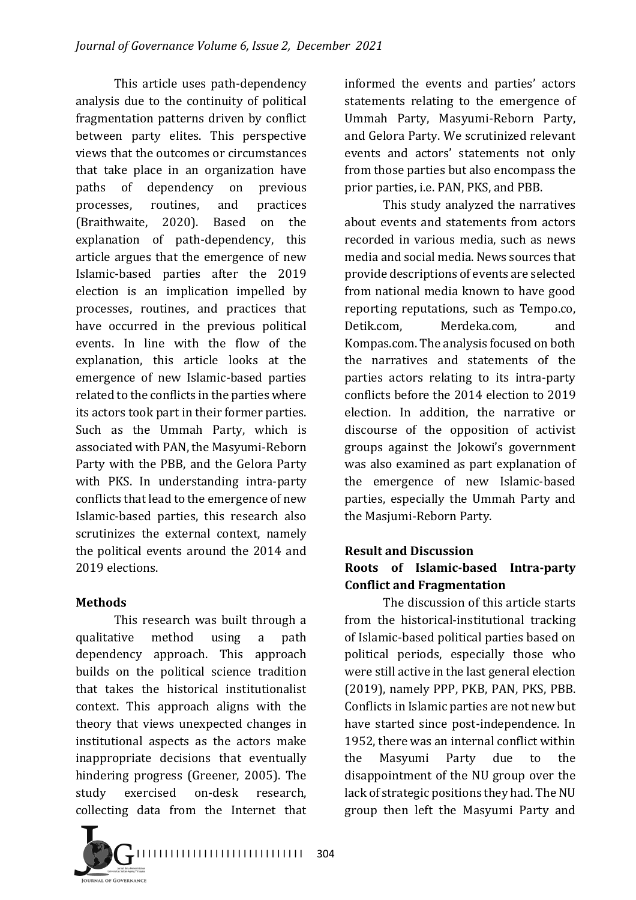This article uses path-dependency analysis due to the continuity of political fragmentation patterns driven by conflict between party elites. This perspective views that the outcomes or circumstances that take place in an organization have paths of dependency on previous processes, routines, and practices (Braithwaite, 2020). Based on the explanation of path-dependency, this article argues that the emergence of new Islamic-based parties after the 2019 election is an implication impelled by processes, routines, and practices that have occurred in the previous political events. In line with the flow of the explanation, this article looks at the emergence of new Islamic-based parties related to the conflicts in the parties where its actors took part in their former parties. Such as the Ummah Party, which is associated with PAN, the Masyumi-Reborn Party with the PBB, and the Gelora Party with PKS. In understanding intra-party conflicts that lead to the emergence of new Islamic-based parties, this research also scrutinizes the external context, namely the political events around the 2014 and 2019 elections.

## Methods

This research was built through a qualitative method using a path dependency approach. This approach builds on the political science tradition that takes the historical institutionalist context. This approach aligns with the theory that views unexpected changes in institutional aspects as the actors make inappropriate decisions that eventually hindering progress (Greener, 2005). The study exercised on-desk research, collecting data from the Internet that informed the events and parties' actors statements relating to the emergence of Ummah Party, Masyumi-Reborn Party, and Gelora Party. We scrutinized relevant events and actors' statements not only from those parties but also encompass the prior parties, i.e. PAN, PKS, and PBB.

This study analyzed the narratives about events and statements from actors recorded in various media, such as news media and social media. News sources that provide descriptions of events are selected from national media known to have good reporting reputations, such as Tempo.co, Detik.com, Merdeka.com, and Kompas.com. The analysis focused on both the narratives and statements of the parties actors relating to its intra-party conflicts before the 2014 election to 2019 election. In addition, the narrative or discourse of the opposition of activist groups against the Jokowi's government was also examined as part explanation of the emergence of new Islamic-based parties, especially the Ummah Party and the Masjumi-Reborn Party.

## Result and Discussion

### Roots of Islamic-based Intra-party Conflict and Fragmentation

The discussion of this article starts from the historical-institutional tracking of Islamic-based political parties based on political periods, especially those who were still active in the last general election (2019), namely PPP, PKB, PAN, PKS, PBB. Conflicts in Islamic parties are not new but have started since post-independence. In 1952, there was an internal conflict within the Masyumi Party due to the disappointment of the NU group over the lack of strategic positions they had. The NU group then left the Masyumi Party and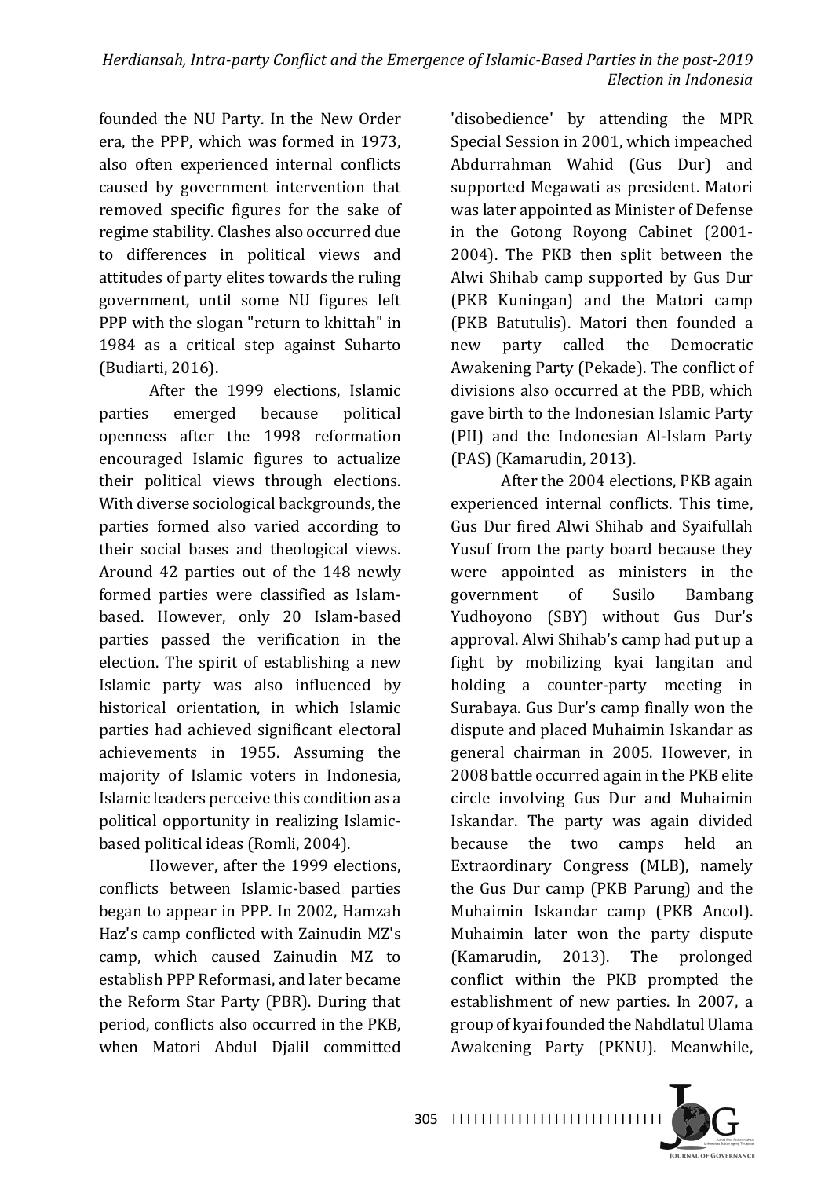founded the NU Party. In the New Order era, the PPP, which was formed in 1973, also often experienced internal conflicts caused by government intervention that removed specific figures for the sake of regime stability. Clashes also occurred due to differences in political views and attitudes of party elites towards the ruling government, until some NU figures left PPP with the slogan "return to khittah" in 1984 as a critical step against Suharto (Budiarti, 2016).

After the 1999 elections, Islamic parties emerged because political openness after the 1998 reformation encouraged Islamic figures to actualize their political views through elections. With diverse sociological backgrounds, the parties formed also varied according to their social bases and theological views. Around 42 parties out of the 148 newly formed parties were classified as Islam-based. However, only 20 Islam-based parties passed the verification in the election. The spirit of establishing a new Islamic party was also influenced by historical orientation, in which Islamic parties had achieved significant electoral achievements in 1955. Assuming the majority of Islamic voters in Indonesia, Islamic leaders perceive this condition as a political opportunity in realizing Islamic-based political ideas (Romli, 2004).

However, after the 1999 elections, conflicts between Islamic-based parties began to appear in PPP. In 2002, Hamzah Haz's camp conflicted with Zainudin MZ's camp, which caused Zainudin MZ to establish PPP Reformasi, and later became the Reform Star Party (PBR). During that period, conflicts also occurred in the PKB, when Matori Abdul Djalil committed 'disobedience' by attending the MPR Special Session in 2001, which impeached Abdurrahman Wahid (Gus Dur) and supported Megawati as president. Matori was later appointed as Minister of Defense in the Gotong Royong Cabinet (2001-2004). The PKB then split between the Alwi Shihab camp supported by Gus Dur (PKB Kuningan) and the Matori camp (PKB Batutulis). Matori then founded a new party called the Democratic Awakening Party (Pekade). The conflict of divisions also occurred at the PBB, which gave birth to the Indonesian Islamic Party (PII) and the Indonesian Al-Islam Party (PAS) (Kamarudin, 2013).

After the 2004 elections, PKB again experienced internal conflicts. This time, Gus Dur fired Alwi Shihab and Syaifullah Yusuf from the party board because they were appointed as ministers in the government of Susilo Bambang Yudhoyono (SBY) without Gus Dur's approval. Alwi Shihab's camp had put up a fight by mobilizing kyai langitan and holding a counter-party meeting in Surabaya. Gus Dur's camp finally won the dispute and placed Muhaimin Iskandar as general chairman in 2005. However, in 2008 battle occurred again in the PKB elite circle involving Gus Dur and Muhaimin Iskandar. The party was again divided because the two camps held an Extraordinary Congress (MLB), namely the Gus Dur camp (PKB Parung) and the Muhaimin Iskandar camp (PKB Ancol). Muhaimin later won the party dispute (Kamarudin, 2013). The prolonged conflict within the PKB prompted the establishment of new parties. In 2007, a group of kyai founded the Nahdlatul Ulama Awakening Party (PKNU). Meanwhile,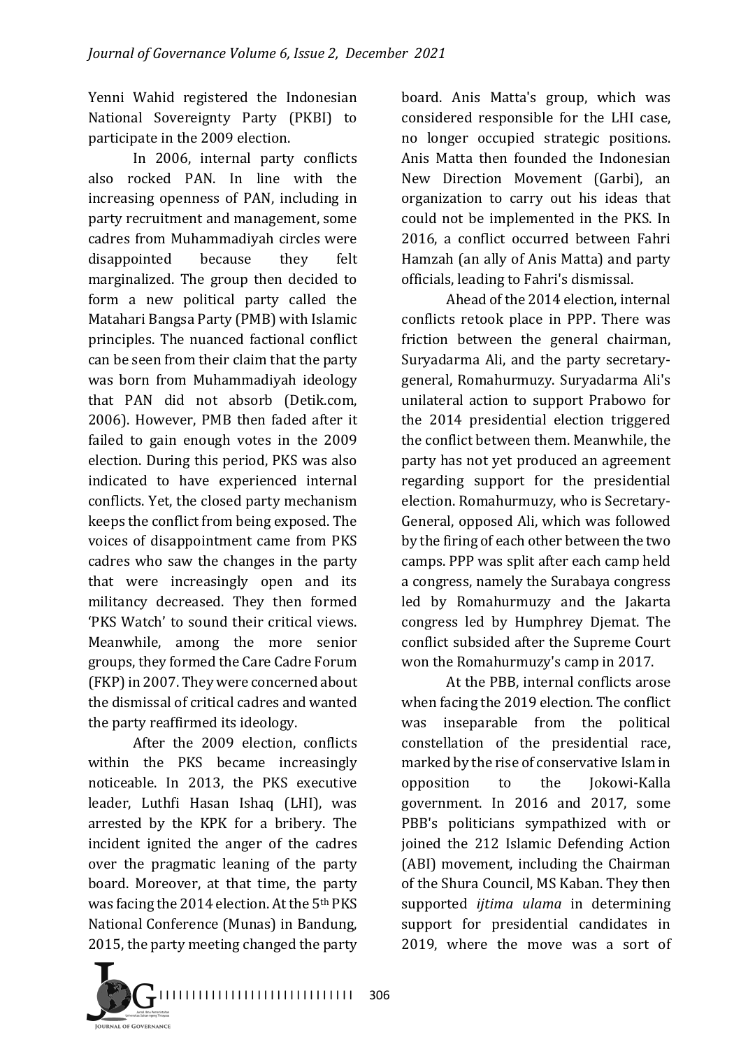Yenni Wahid registered the Indonesian National Sovereignty Party (PKBI) to participate in the 2009 election.

In 2006, internal party conflicts also rocked PAN. In line with the increasing openness of PAN, including in party recruitment and management, some cadres from Muhammadiyah circles were disappointed because they felt marginalized. The group then decided to form a new political party called the Matahari Bangsa Party (PMB) with Islamic principles. The nuanced factional conflict can be seen from their claim that the party was born from Muhammadiyah ideology that PAN did not absorb (Detik.com, 2006). However, PMB then faded after it failed to gain enough votes in the 2009 election. During this period, PKS was also indicated to have experienced internal conflicts. Yet, the closed party mechanism keeps the conflict from being exposed. The voices of disappointment came from PKS cadres who saw the changes in the party that were increasingly open and its militancy decreased. They then formed 'PKS Watch' to sound their critical views. Meanwhile, among the more senior groups, they formed the Care Cadre Forum (FKP) in 2007. They were concerned about the dismissal of critical cadres and wanted the party reaffirmed its ideology.

After the 2009 election, conflicts within the PKS became increasingly noticeable. In 2013, the PKS executive leader, Luthfi Hasan Ishaq (LHI), was arrested by the KPK for a bribery. The incident ignited the anger of the cadres over the pragmatic leaning of the party board. Moreover, at that time, the party was facing the 2014 election. At the 5th PKS National Conference (Munas) in Bandung, 2015, the party meeting changed the party board. Anis Matta's group, which was considered responsible for the LHI case, no longer occupied strategic positions. Anis Matta then founded the Indonesian New Direction Movement (Garbi), an organization to carry out his ideas that could not be implemented in the PKS. In 2016, a conflict occurred between Fahri Hamzah (an ally of Anis Matta) and party officials, leading to Fahri's dismissal.

Ahead of the 2014 election, internal conflicts retook place in PPP. There was friction between the general chairman, Suryadarma Ali, and the party secretary-general, Romahurmuzy. Suryadarma Ali's unilateral action to support Prabowo for the 2014 presidential election triggered the conflict between them. Meanwhile, the party has not yet produced an agreement regarding support for the presidential election. Romahurmuzy, who is Secretary-General, opposed Ali, which was followed by the firing of each other between the two camps. PPP was split after each camp held a congress, namely the Surabaya congress led by Romahurmuzy and the Jakarta congress led by Humphrey Djemat. The conflict subsided after the Supreme Court won the Romahurmuzy's camp in 2017.

At the PBB, internal conflicts arose when facing the 2019 election. The conflict was inseparable from the political constellation of the presidential race, marked by the rise of conservative Islam in opposition to the Jokowi-Kalla government. In 2016 and 2017, some PBB's politicians sympathized with or joined the 212 Islamic Defending Action (ABI) movement, including the Chairman of the Shura Council, MS Kaban. They then supported *ijtima ulama* in determining support for presidential candidates in 2019, where the move was a sort of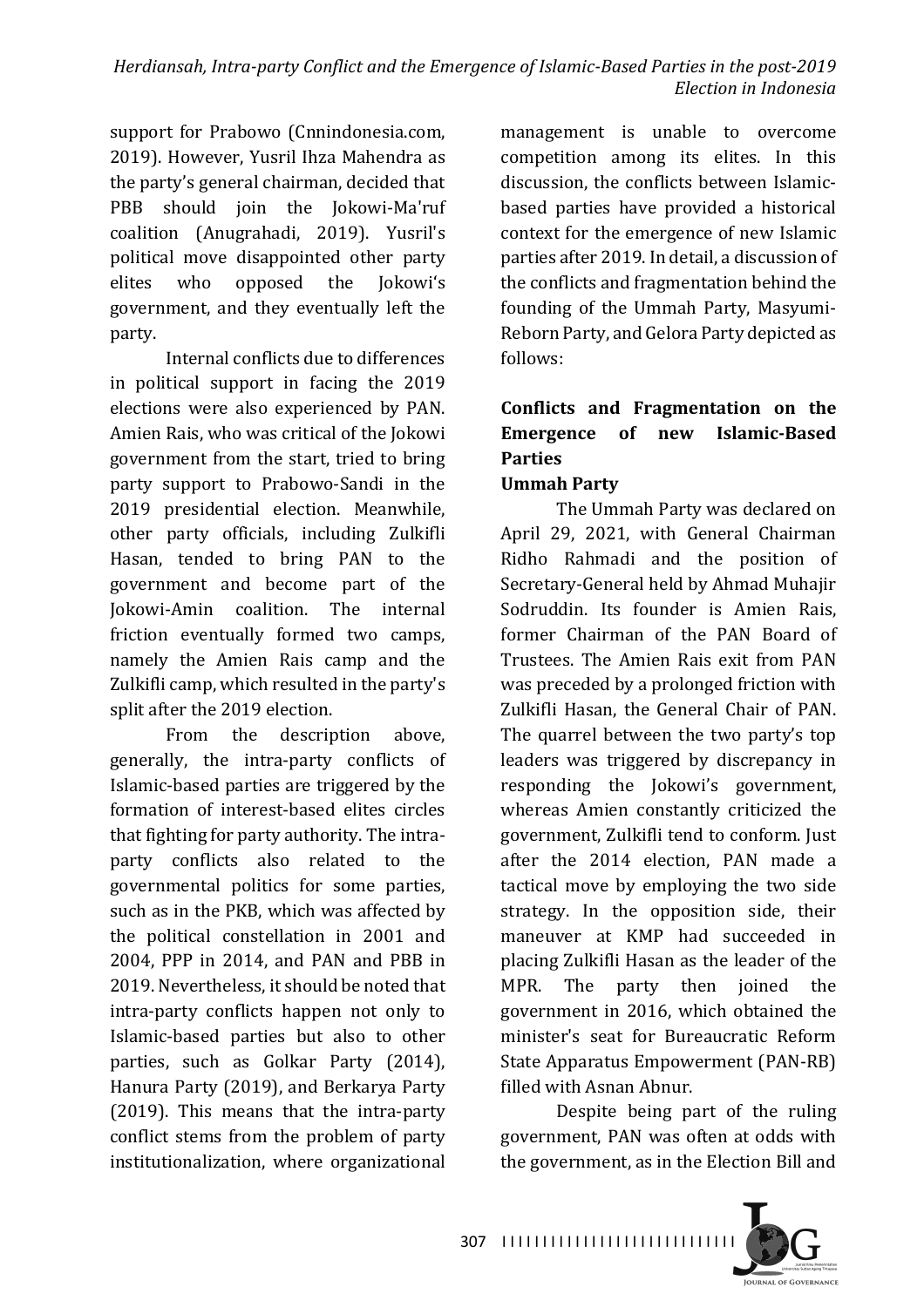support for Prabowo (Cnnindonesia.com, 2019). However, Yusril Ihza Mahendra as the party's general chairman, decided that PBB should join the Jokowi-Ma'ruf coalition (Anugrahadi, 2019). Yusril's political move disappointed other party elites who opposed the Jokowi's government, and they eventually left the party.

Internal conflicts due to differences in political support in facing the 2019 elections were also experienced by PAN. Amien Rais, who was critical of the Jokowi government from the start, tried to bring party support to Prabowo-Sandi in the 2019 presidential election. Meanwhile, other party officials, including Zulkifli Hasan, tended to bring PAN to the government and become part of the Jokowi-Amin coalition. The internal friction eventually formed two camps, namely the Amien Rais camp and the Zulkifli camp, which resulted in the party's split after the 2019 election.

From the description above, generally, the intra-party conflicts of Islamic-based parties are triggered by the formation of interest-based elites circles that fighting for party authority. The intra-party conflicts also related to the governmental politics for some parties, such as in the PKB, which was affected by the political constellation in 2001 and 2004, PPP in 2014, and PAN and PBB in 2019. Nevertheless, it should be noted that intra-party conflicts happen not only to Islamic-based parties but also to other parties, such as Golkar Party (2014), Hanura Party (2019), and Berkarya Party (2019). This means that the intra-party conflict stems from the problem of party institutionalization, where organizational management is unable to overcome competition among its elites. In this discussion, the conflicts between Islamic-based parties have provided a historical context for the emergence of new Islamic parties after 2019. In detail, a discussion of the conflicts and fragmentation behind the founding of the Ummah Party, Masyumi-Reborn Party, and Gelora Party depicted as follows:

## Conflicts and Fragmentation on the Emergence of new Islamic-Based Parties

### Ummah Party

The Ummah Party was declared on April 29, 2021, with General Chairman Ridho Rahmadi and the position of Secretary-General held by Ahmad Muhajir Sodruddin. Its founder is Amien Rais, former Chairman of the PAN Board of Trustees. The Amien Rais exit from PAN was preceded by a prolonged friction with Zulkifli Hasan, the General Chair of PAN. The quarrel between the two party's top leaders was triggered by discrepancy in responding the Jokowi's government, whereas Amien constantly criticized the government, Zulkifli tend to conform. Just after the 2014 election, PAN made a tactical move by employing the two side strategy. In the opposition side, their maneuver at KMP had succeeded in placing Zulkifli Hasan as the leader of the MPR. The party then joined the government in 2016, which obtained the minister's seat for Bureaucratic Reform State Apparatus Empowerment (PAN-RB) filled with Asnan Abnur.

Despite being part of the ruling government, PAN was often at odds with the government, as in the Election Bill and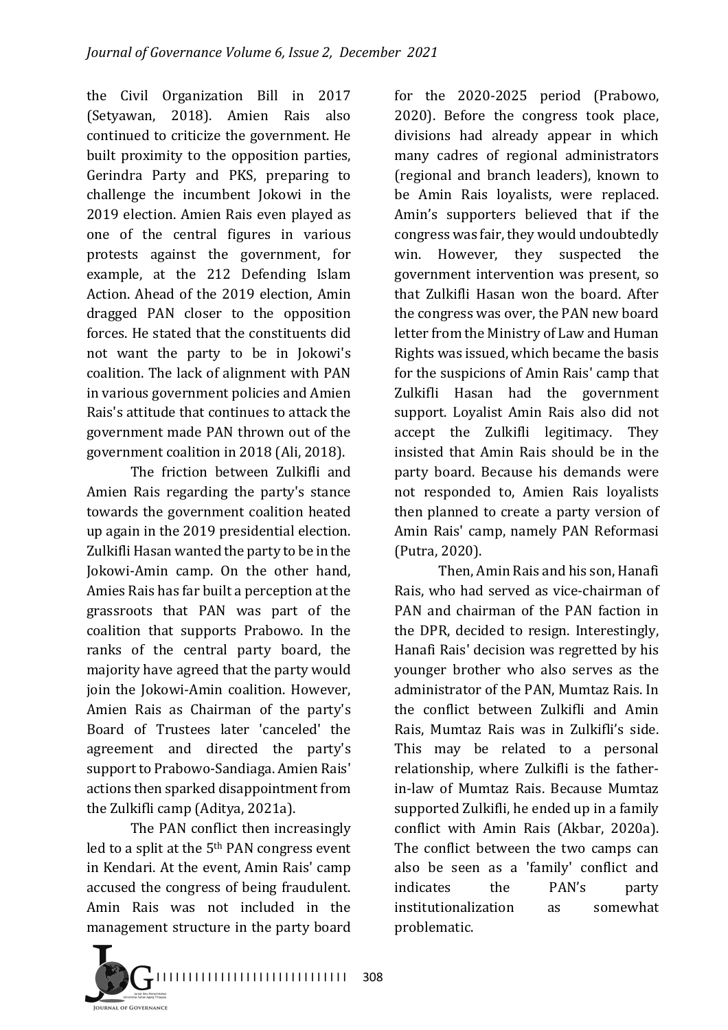the Civil Organization Bill in 2017 (Setyawan, 2018). Amien Rais also continued to criticize the government. He built proximity to the opposition parties, Gerindra Party and PKS, preparing to challenge the incumbent Jokowi in the 2019 election. Amien Rais even played as one of the central figures in various protests against the government, for example, at the 212 Defending Islam Action. Ahead of the 2019 election, Amin dragged PAN closer to the opposition forces. He stated that the constituents did not want the party to be in Jokowi's coalition. The lack of alignment with PAN in various government policies and Amien Rais's attitude that continues to attack the government made PAN thrown out of the government coalition in 2018 (Ali, 2018).

The friction between Zulkifli and Amien Rais regarding the party's stance towards the government coalition heated up again in the 2019 presidential election. Zulkifli Hasan wanted the party to be in the Jokowi-Amin camp. On the other hand, Amies Rais has far built a perception at the grassroots that PAN was part of the coalition that supports Prabowo. In the ranks of the central party board, the majority have agreed that the party would join the Jokowi-Amin coalition. However, Amien Rais as Chairman of the party's Board of Trustees later 'canceled' the agreement and directed the party's support to Prabowo-Sandiaga. Amien Rais' actions then sparked disappointment from the Zulkifli camp (Aditya, 2021a).

The PAN conflict then increasingly led to a split at the 5th PAN congress event in Kendari. At the event, Amin Rais' camp accused the congress of being fraudulent. Amin Rais was not included in the management structure in the party board for the 2020-2025 period (Prabowo, 2020). Before the congress took place, divisions had already appear in which many cadres of regional administrators (regional and branch leaders), known to be Amin Rais loyalists, were replaced. Amin's supporters believed that if the congress was fair, they would undoubtedly win. However, they suspected the government intervention was present, so that Zulkifli Hasan won the board. After the congress was over, the PAN new board letter from the Ministry of Law and Human Rights was issued, which became the basis for the suspicions of Amin Rais' camp that Zulkifli Hasan had the government support. Loyalist Amin Rais also did not accept the Zulkifli legitimacy. They insisted that Amin Rais should be in the party board. Because his demands were not responded to, Amien Rais loyalists then planned to create a party version of Amin Rais' camp, namely PAN Reformasi (Putra, 2020).

Then, Amin Rais and his son, Hanafi Rais, who had served as vice-chairman of PAN and chairman of the PAN faction in the DPR, decided to resign. Interestingly, Hanafi Rais' decision was regretted by his younger brother who also serves as the administrator of the PAN, Mumtaz Rais. In the conflict between Zulkifli and Amin Rais, Mumtaz Rais was in Zulkifli's side. This may be related to a personal relationship, where Zulkifli is the father-in-law of Mumtaz Rais. Because Mumtaz supported Zulkifli, he ended up in a family conflict with Amin Rais (Akbar, 2020a). The conflict between the two camps can also be seen as a 'family' conflict and indicates the PAN's party institutionalization as somewhat problematic.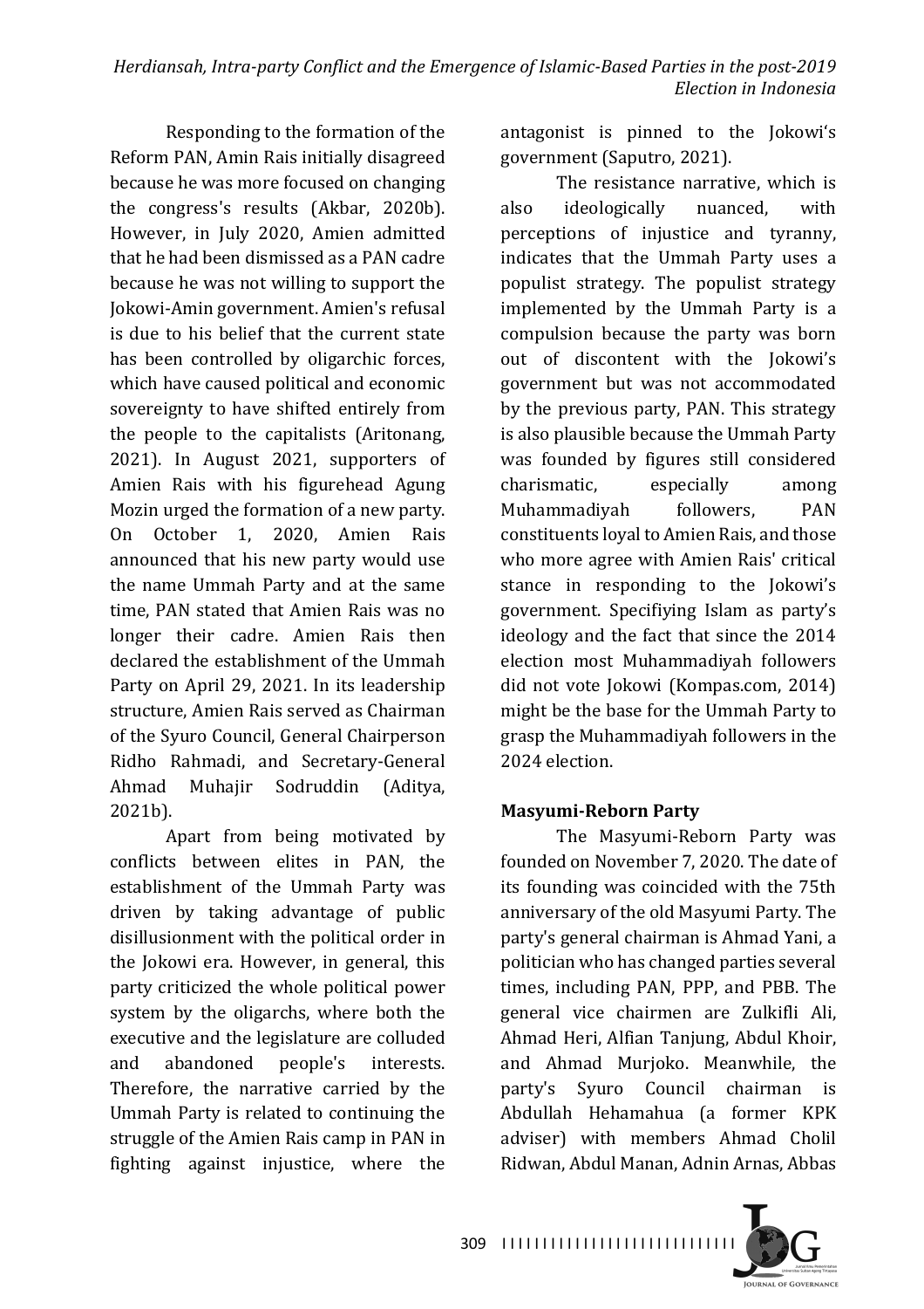Responding to the formation of the Reform PAN, Amin Rais initially disagreed because he was more focused on changing the congress's results (Akbar, 2020b). However, in July 2020, Amien admitted that he had been dismissed as a PAN cadre because he was not willing to support the Jokowi-Amin government. Amien's refusal is due to his belief that the current state has been controlled by oligarchic forces, which have caused political and economic sovereignty to have shifted entirely from the people to the capitalists (Aritonang, 2021). In August 2021, supporters of Amien Rais with his figurehead Agung Mozin urged the formation of a new party. On October 1, 2020, Amien Rais announced that his new party would use the name Ummah Party and at the same time, PAN stated that Amien Rais was no longer their cadre. Amien Rais then declared the establishment of the Ummah Party on April 29, 2021. In its leadership structure, Amien Rais served as Chairman of the Syuro Council, General Chairperson Ridho Rahmadi, and Secretary-General Ahmad Muhajir Sodruddin (Aditya, 2021b).

Apart from being motivated by conflicts between elites in PAN, the establishment of the Ummah Party was driven by taking advantage of public disillusionment with the political order in the Jokowi era. However, in general, this party criticized the whole political power system by the oligarchs, where both the executive and the legislature are colluded and abandoned people's interests. Therefore, the narrative carried by the Ummah Party is related to continuing the struggle of the Amien Rais camp in PAN in fighting against injustice, where the antagonist is pinned to the Jokowi's government (Saputro, 2021).

The resistance narrative, which is also ideologically nuanced, with perceptions of injustice and tyranny, indicates that the Ummah Party uses a populist strategy. The populist strategy implemented by the Ummah Party is a compulsion because the party was born out of discontent with the Jokowi's government but was not accommodated by the previous party, PAN. This strategy is also plausible because the Ummah Party was founded by figures still considered charismatic, especially among Muhammadiyah followers, PAN constituents loyal to Amien Rais, and those who more agree with Amien Rais' critical stance in responding to the Jokowi's government. Specifiying Islam as party's ideology and the fact that since the 2014 election most Muhammadiyah followers did not vote Jokowi (Kompas.com, 2014) might be the base for the Ummah Party to grasp the Muhammadiyah followers in the 2024 election.

**Masyumi-Reborn Party**

The Masyumi-Reborn Party was founded on November 7, 2020. The date of its founding was coincided with the 75th anniversary of the old Masyumi Party. The party's general chairman is Ahmad Yani, a politician who has changed parties several times, including PAN, PPP, and PBB. The general vice chairmen are Zulkifli Ali, Ahmad Heri, Alfian Tanjung, Abdul Khoir, and Ahmad Murjoko. Meanwhile, the party's Syuro Council chairman is Abdullah Hehamahua (a former KPK adviser) with members Ahmad Cholil Ridwan, Abdul Manan, Adnin Arnas, Abbas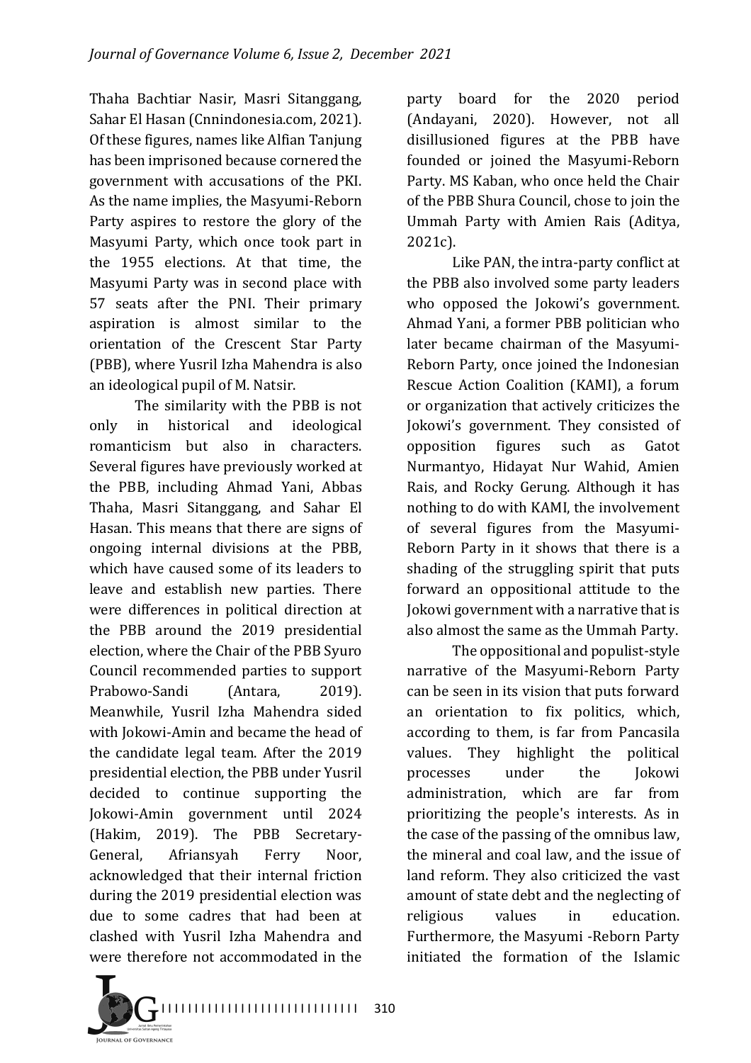Thaha Bachtiar Nasir, Masri Sitanggang, Sahar El Hasan (Cnnindonesia.com, 2021). Of these figures, names like Alfian Tanjung has been imprisoned because cornered the government with accusations of the PKI. As the name implies, the Masyumi-Reborn Party aspires to restore the glory of the Masyumi Party, which once took part in the 1955 elections. At that time, the Masyumi Party was in second place with 57 seats after the PNI. Their primary aspiration is almost similar to the orientation of the Crescent Star Party (PBB), where Yusril Izha Mahendra is also an ideological pupil of M. Natsir.

The similarity with the PBB is not only in historical and ideological romanticism but also in characters. Several figures have previously worked at the PBB, including Ahmad Yani, Abbas Thaha, Masri Sitanggang, and Sahar El Hasan. This means that there are signs of ongoing internal divisions at the PBB, which have caused some of its leaders to leave and establish new parties. There were differences in political direction at the PBB around the 2019 presidential election, where the Chair of the PBB Syuro Council recommended parties to support Prabowo-Sandi (Antara, 2019). Meanwhile, Yusril Izha Mahendra sided with Jokowi-Amin and became the head of the candidate legal team. After the 2019 presidential election, the PBB under Yusril decided to continue supporting the Jokowi-Amin government until 2024 (Hakim, 2019). The PBB Secretary-General, Afriansyah Ferry Noor, acknowledged that their internal friction during the 2019 presidential election was due to some cadres that had been at clashed with Yusril Izha Mahendra and were therefore not accommodated in the party board for the 2020 period (Andayani, 2020). However, not all disillusioned figures at the PBB have founded or joined the Masyumi-Reborn Party. MS Kaban, who once held the Chair of the PBB Shura Council, chose to join the Ummah Party with Amien Rais (Aditya, 2021c).

Like PAN, the intra-party conflict at the PBB also involved some party leaders who opposed the Jokowi's government. Ahmad Yani, a former PBB politician who later became chairman of the Masyumi-Reborn Party, once joined the Indonesian Rescue Action Coalition (KAMI), a forum or organization that actively criticizes the Jokowi's government. They consisted of opposition figures such as Gatot Nurmantyo, Hidayat Nur Wahid, Amien Rais, and Rocky Gerung. Although it has nothing to do with KAMI, the involvement of several figures from the Masyumi-Reborn Party in it shows that there is a shading of the struggling spirit that puts forward an oppositional attitude to the Jokowi government with a narrative that is also almost the same as the Ummah Party.

The oppositional and populist-style narrative of the Masyumi-Reborn Party can be seen in its vision that puts forward an orientation to fix politics, which, according to them, is far from Pancasila values. They highlight the political processes under the Jokowi administration, which are far from prioritizing the people's interests. As in the case of the passing of the omnibus law, the mineral and coal law, and the issue of land reform. They also criticized the vast amount of state debt and the neglecting of religious values in education. Furthermore, the Masyumi -Reborn Party initiated the formation of the Islamic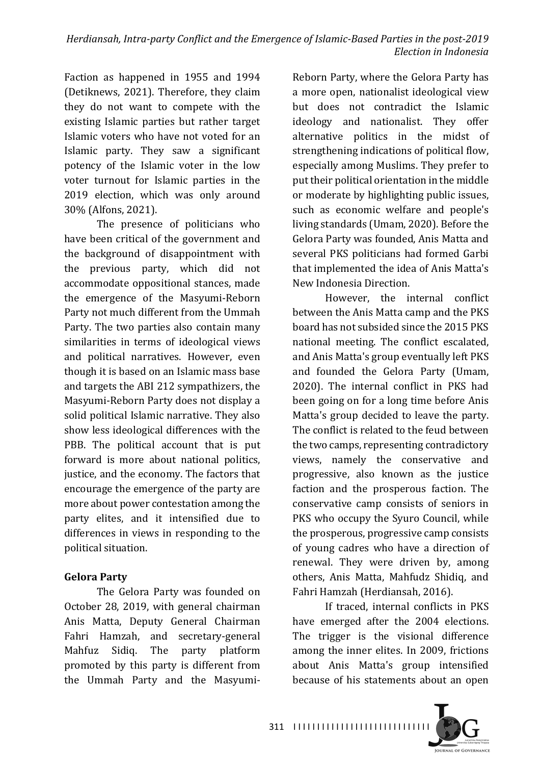Faction as happened in 1955 and 1994 (Detiknews, 2021). Therefore, they claim they do not want to compete with the existing Islamic parties but rather target Islamic voters who have not voted for an Islamic party. They saw a significant potency of the Islamic voter in the low voter turnout for Islamic parties in the 2019 election, which was only around 30% (Alfons, 2021).

The presence of politicians who have been critical of the government and the background of disappointment with the previous party, which did not accommodate oppositional stances, made the emergence of the Masyumi-Reborn Party not much different from the Ummah Party. The two parties also contain many similarities in terms of ideological views and political narratives. However, even though it is based on an Islamic mass base and targets the ABI 212 sympathizers, the Masyumi-Reborn Party does not display a solid political Islamic narrative. They also show less ideological differences with the PBB. The political account that is put forward is more about national politics, justice, and the economy. The factors that encourage the emergence of the party are more about power contestation among the party elites, and it intensified due to differences in views in responding to the political situation.

**Gelora Party**

The Gelora Party was founded on October 28, 2019, with general chairman Anis Matta, Deputy General Chairman Fahri Hamzah, and secretary-general Mahfuz Sidiq. The party platform promoted by this party is different from the Ummah Party and the Masyumi-Reborn Party, where the Gelora Party has a more open, nationalist ideological view but does not contradict the Islamic ideology and nationalist. They offer alternative politics in the midst of strengthening indications of political flow, especially among Muslims. They prefer to put their political orientation in the middle or moderate by highlighting public issues, such as economic welfare and people's living standards (Umam, 2020). Before the Gelora Party was founded, Anis Matta and several PKS politicians had formed Garbi that implemented the idea of Anis Matta's New Indonesia Direction.

However, the internal conflict between the Anis Matta camp and the PKS board has not subsided since the 2015 PKS national meeting. The conflict escalated, and Anis Matta's group eventually left PKS and founded the Gelora Party (Umam, 2020). The internal conflict in PKS had been going on for a long time before Anis Matta's group decided to leave the party. The conflict is related to the feud between the two camps, representing contradictory views, namely the conservative and progressive, also known as the justice faction and the prosperous faction. The conservative camp consists of seniors in PKS who occupy the Syuro Council, while the prosperous, progressive camp consists of young cadres who have a direction of renewal. They were driven by, among others, Anis Matta, Mahfudz Shidiq, and Fahri Hamzah (Herdiansah, 2016).

If traced, internal conflicts in PKS have emerged after the 2004 elections. The trigger is the visional difference among the inner elites. In 2009, frictions about Anis Matta's group intensified because of his statements about an open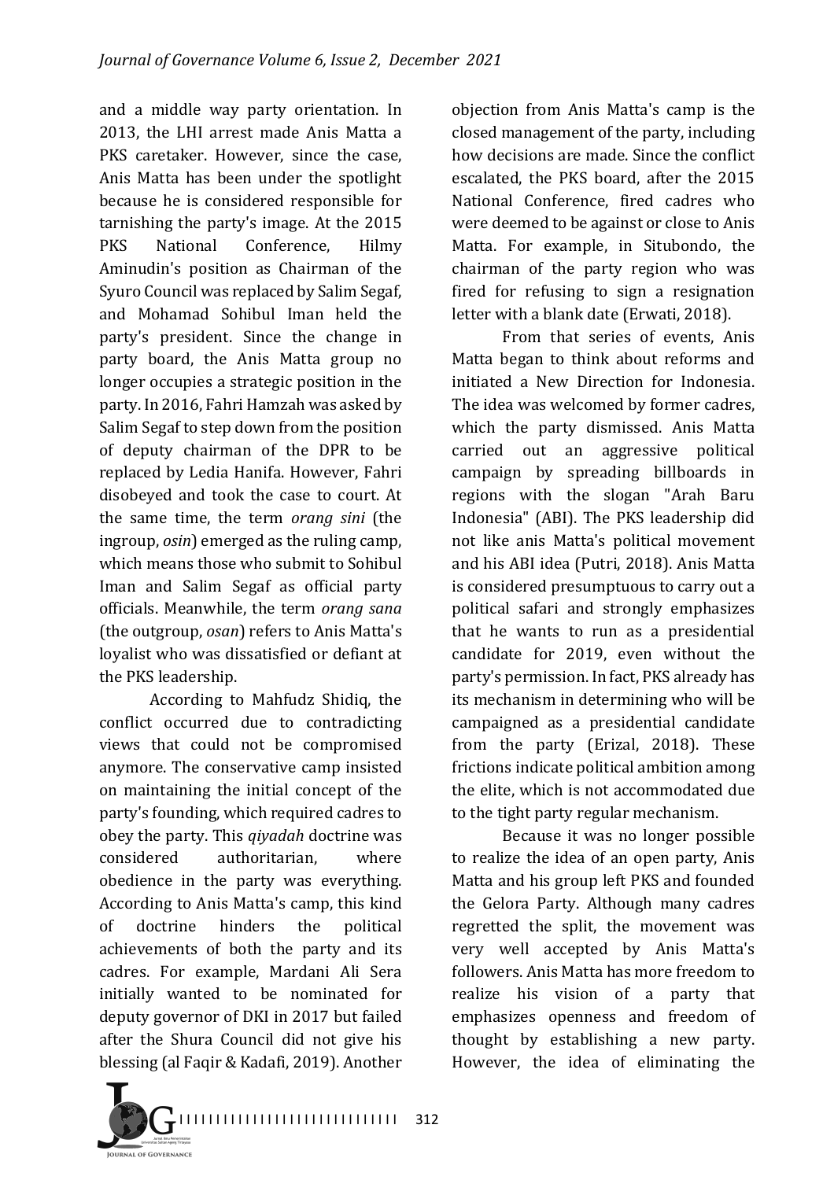and a middle way party orientation. In 2013, the LHI arrest made Anis Matta a PKS caretaker. However, since the case, Anis Matta has been under the spotlight because he is considered responsible for tarnishing the party's image. At the 2015 PKS National Conference, Hilmy Aminudin's position as Chairman of the Syuro Council was replaced by Salim Segaf, and Mohamad Sohibul Iman held the party's president. Since the change in party board, the Anis Matta group no longer occupies a strategic position in the party. In 2016, Fahri Hamzah was asked by Salim Segaf to step down from the position of deputy chairman of the DPR to be replaced by Ledia Hanifa. However, Fahri disobeyed and took the case to court. At the same time, the term *orang sini* (the ingroup, *osin*) emerged as the ruling camp, which means those who submit to Sohibul Iman and Salim Segaf as official party officials. Meanwhile, the term *orang sana* (the outgroup, *osan*) refers to Anis Matta's loyalist who was dissatisfied or defiant at the PKS leadership.

According to Mahfudz Shidiq, the conflict occurred due to contradicting views that could not be compromised anymore. The conservative camp insisted on maintaining the initial concept of the party's founding, which required cadres to obey the party. This *qiyadah* doctrine was considered authoritarian, where obedience in the party was everything. According to Anis Matta's camp, this kind of doctrine hinders the political achievements of both the party and its cadres. For example, Mardani Ali Sera initially wanted to be nominated for deputy governor of DKI in 2017 but failed after the Shura Council did not give his blessing (al Faqir & Kadafi, 2019). Another objection from Anis Matta's camp is the closed management of the party, including how decisions are made. Since the conflict escalated, the PKS board, after the 2015 National Conference, fired cadres who were deemed to be against or close to Anis Matta. For example, in Situbondo, the chairman of the party region who was fired for refusing to sign a resignation letter with a blank date (Erwati, 2018).

From that series of events, Anis Matta began to think about reforms and initiated a New Direction for Indonesia. The idea was welcomed by former cadres, which the party dismissed. Anis Matta carried out an aggressive political campaign by spreading billboards in regions with the slogan "Arah Baru Indonesia" (ABI). The PKS leadership did not like anis Matta's political movement and his ABI idea (Putri, 2018). Anis Matta is considered presumptuous to carry out a political safari and strongly emphasizes that he wants to run as a presidential candidate for 2019, even without the party's permission. In fact, PKS already has its mechanism in determining who will be campaigned as a presidential candidate from the party (Erizal, 2018). These frictions indicate political ambition among the elite, which is not accommodated due to the tight party regular mechanism.

Because it was no longer possible to realize the idea of an open party, Anis Matta and his group left PKS and founded the Gelora Party. Although many cadres regretted the split, the movement was very well accepted by Anis Matta's followers. Anis Matta has more freedom to realize his vision of a party that emphasizes openness and freedom of thought by establishing a new party. However, the idea of eliminating the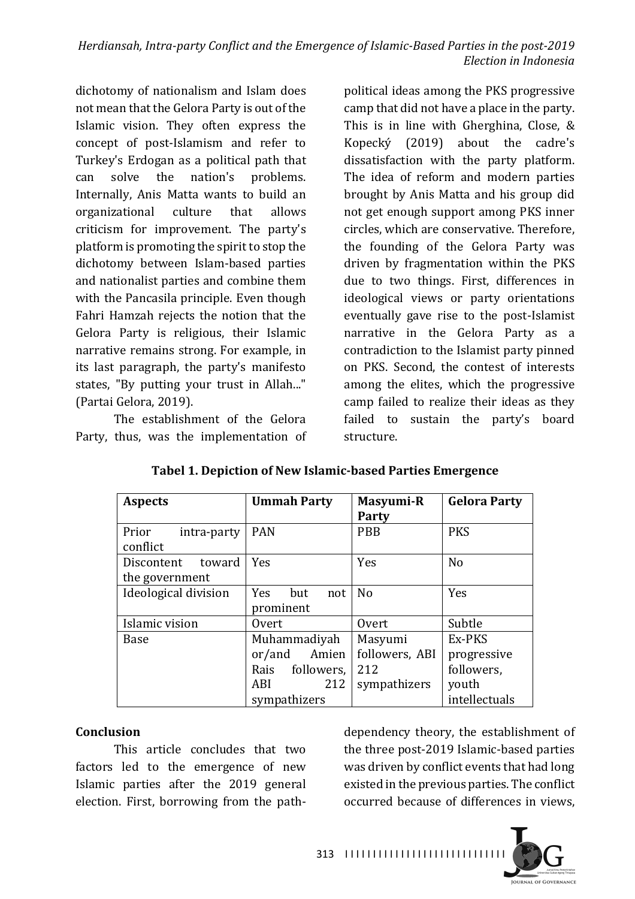dichotomy of nationalism and Islam does not mean that the Gelora Party is out of the Islamic vision. They often express the concept of post-Islamism and refer to Turkey's Erdogan as a political path that can solve the nation's problems. Internally, Anis Matta wants to build an organizational culture that allows criticism for improvement. The party's platform is promoting the spirit to stop the dichotomy between Islam-based parties and nationalist parties and combine them with the Pancasila principle. Even though Fahri Hamzah rejects the notion that the Gelora Party is religious, their Islamic narrative remains strong. For example, in its last paragraph, the party's manifesto states, "By putting your trust in Allah..." (Partai Gelora, 2019).

The establishment of the Gelora Party, thus, was the implementation of political ideas among the PKS progressive camp that did not have a place in the party. This is in line with Gherghina, Close, & Kopecký (2019) about the cadre's dissatisfaction with the party platform. The idea of reform and modern parties brought by Anis Matta and his group did not get enough support among PKS inner circles, which are conservative. Therefore, the founding of the Gelora Party was driven by fragmentation within the PKS due to two things. First, differences in ideological views or party orientations eventually gave rise to the post-Islamist narrative in the Gelora Party as a contradiction to the Islamist party pinned on PKS. Second, the contest of interests among the elites, which the progressive camp failed to realize their ideas as they failed to sustain the party's board structure.

**Tabel 1. Depiction of New Islamic-based Parties Emergence**

| Aspects | Ummah Party | Masyumi-R Party | Gelora Party |
|---|---|---|---|
| Prior intra-party conflict | PAN | PBB | PKS |
| Discontent toward the government | Yes | Yes | No |
| Ideological division | Yes but not prominent | No | Yes |
| Islamic vision | Overt | Overt | Subtle |
| Base | Muhammadiyah or/and Amien Rais followers, ABI 212 sympathizers | Masyumi followers, ABI 212 sympathizers | Ex-PKS progressive followers, youth intellectuals |

## Conclusion

This article concludes that two factors led to the emergence of new Islamic parties after the 2019 general election. First, borrowing from the path-dependency theory, the establishment of the three post-2019 Islamic-based parties was driven by conflict events that had long existed in the previous parties. The conflict occurred because of differences in views,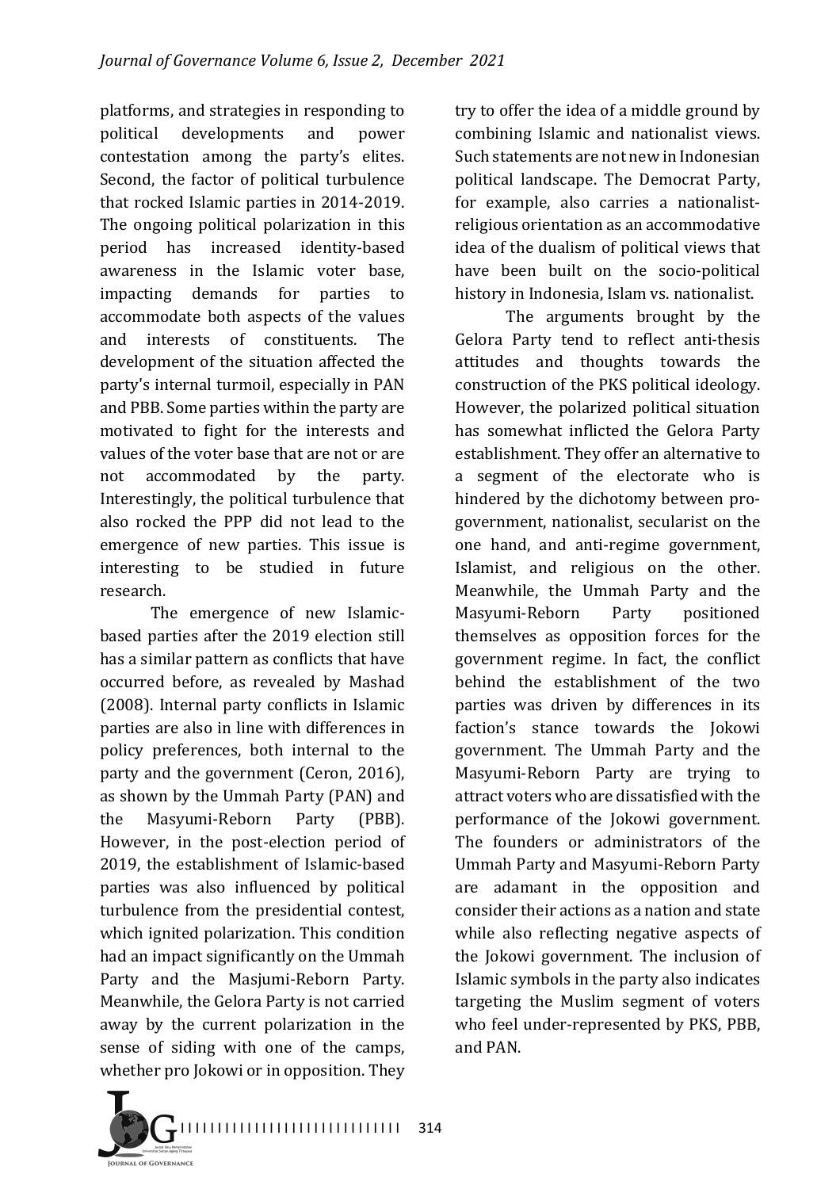platforms, and strategies in responding to political developments and power contestation among the party's elites. Second, the factor of political turbulence that rocked Islamic parties in 2014-2019. The ongoing political polarization in this period has increased identity-based awareness in the Islamic voter base, impacting demands for parties to accommodate both aspects of the values and interests of constituents. The development of the situation affected the party's internal turmoil, especially in PAN and PBB. Some parties within the party are motivated to fight for the interests and values of the voter base that are not or are not accommodated by the party. Interestingly, the political turbulence that also rocked the PPP did not lead to the emergence of new parties. This issue is interesting to be studied in future research.

The emergence of new Islamic-based parties after the 2019 election still has a similar pattern as conflicts that have occurred before, as revealed by Mashad (2008). Internal party conflicts in Islamic parties are also in line with differences in policy preferences, both internal to the party and the government (Ceron, 2016), as shown by the Ummah Party (PAN) and the Masyumi-Reborn Party (PBB). However, in the post-election period of 2019, the establishment of Islamic-based parties was also influenced by political turbulence from the presidential contest, which ignited polarization. This condition had an impact significantly on the Ummah Party and the Masjumi-Reborn Party. Meanwhile, the Gelora Party is not carried away by the current polarization in the sense of siding with one of the camps, whether pro Jokowi or in opposition. They try to offer the idea of a middle ground by combining Islamic and nationalist views. Such statements are not new in Indonesian political landscape. The Democrat Party, for example, also carries a nationalist-religious orientation as an accommodative idea of the dualism of political views that have been built on the socio-political history in Indonesia, Islam vs. nationalist.

The arguments brought by the Gelora Party tend to reflect anti-thesis attitudes and thoughts towards the construction of the PKS political ideology. However, the polarized political situation has somewhat inflicted the Gelora Party establishment. They offer an alternative to a segment of the electorate who is hindered by the dichotomy between pro-government, nationalist, secularist on the one hand, and anti-regime government, Islamist, and religious on the other. Meanwhile, the Ummah Party and the Masyumi-Reborn Party positioned themselves as opposition forces for the government regime. In fact, the conflict behind the establishment of the two parties was driven by differences in its faction's stance towards the Jokowi government. The Ummah Party and the Masyumi-Reborn Party are trying to attract voters who are dissatisfied with the performance of the Jokowi government. The founders or administrators of the Ummah Party and Masyumi-Reborn Party are adamant in the opposition and consider their actions as a nation and state while also reflecting negative aspects of the Jokowi government. The inclusion of Islamic symbols in the party also indicates targeting the Muslim segment of voters who feel under-represented by PKS, PBB, and PAN.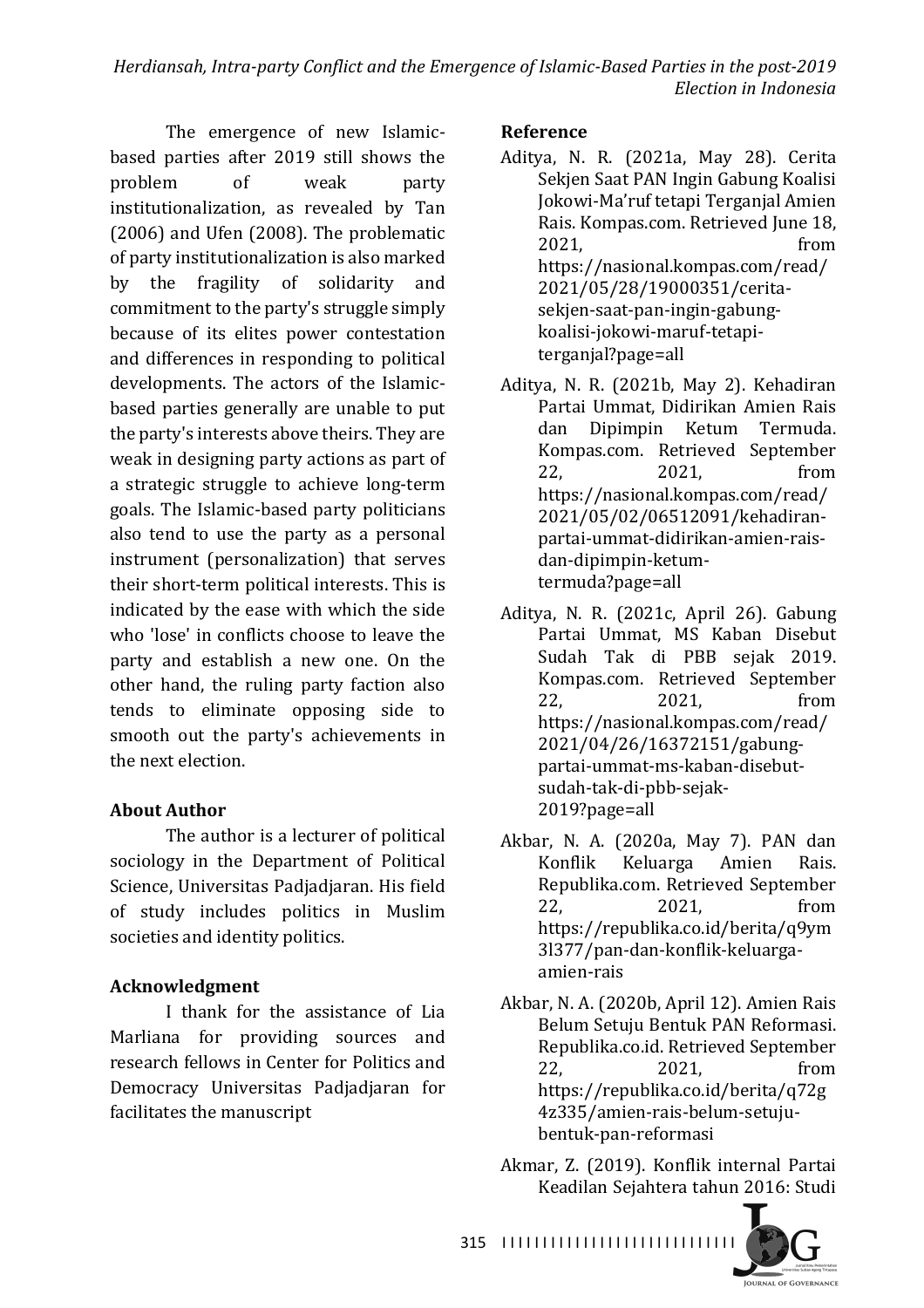The emergence of new Islamic-based parties after 2019 still shows the problem of weak party institutionalization, as revealed by Tan (2006) and Ufen (2008). The problematic of party institutionalization is also marked by the fragility of solidarity and commitment to the party's struggle simply because of its elites power contestation and differences in responding to political developments. The actors of the Islamic-based parties generally are unable to put the party's interests above theirs. They are weak in designing party actions as part of a strategic struggle to achieve long-term goals. The Islamic-based party politicians also tend to use the party as a personal instrument (personalization) that serves their short-term political interests. This is indicated by the ease with which the side who 'lose' in conflicts choose to leave the party and establish a new one. On the other hand, the ruling party faction also tends to eliminate opposing side to smooth out the party's achievements in the next election.

## About Author

The author is a lecturer of political sociology in the Department of Political Science, Universitas Padjadjaran. His field of study includes politics in Muslim societies and identity politics.

## Acknowledgment

I thank for the assistance of Lia Marliana for providing sources and research fellows in Center for Politics and Democracy Universitas Padjadjaran for facilitates the manuscript

## Reference

Aditya, N. R. (2021a, May 28). Cerita Sekjen Saat PAN Ingin Gabung Koalisi Jokowi-Ma'ruf tetapi Terganjal Amien Rais. Kompas.com. Retrieved June 18, 2021, from https://nasional.kompas.com/read/2021/05/28/19000351/cerita-sekjen-saat-pan-ingin-gabung-koalisi-jokowi-maruf-tetapi-terganjal?page=all

Aditya, N. R. (2021b, May 2). Kehadiran Partai Ummat, Didirikan Amien Rais dan Dipimpin Ketum Termuda. Kompas.com. Retrieved September 22, 2021, from https://nasional.kompas.com/read/2021/05/02/06512091/kehadiran-partai-ummat-didirikan-amien-rais-dan-dipimpin-ketum-termuda?page=all

Aditya, N. R. (2021c, April 26). Gabung Partai Ummat, MS Kaban Disebut Sudah Tak di PBB sejak 2019. Kompas.com. Retrieved September 22, 2021, from https://nasional.kompas.com/read/2021/04/26/16372151/gabung-partai-ummat-ms-kaban-disebut-sudah-tak-di-pbb-sejak-2019?page=all

Akbar, N. A. (2020a, May 7). PAN dan Konflik Keluarga Amien Rais. Republika.com. Retrieved September 22, 2021, from https://republika.co.id/berita/q9ym3l377/pan-dan-konflik-keluarga-amien-rais

Akbar, N. A. (2020b, April 12). Amien Rais Belum Setuju Bentuk PAN Reformasi. Republika.co.id. Retrieved September 22, 2021, from https://republika.co.id/berita/q72g4z335/amien-rais-belum-setuju-bentuk-pan-reformasi

Akmar, Z. (2019). Konflik internal Partai Keadilan Sejahtera tahun 2016: Studi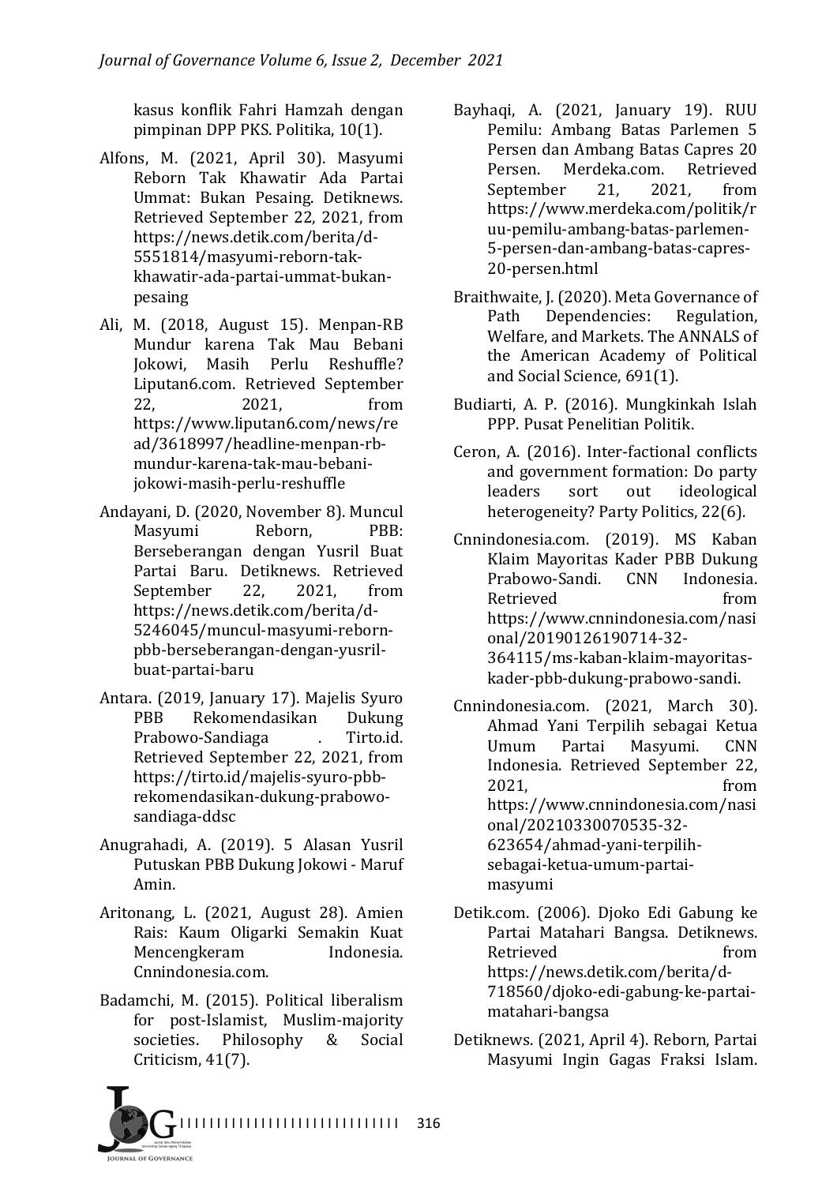kasus konflik Fahri Hamzah dengan pimpinan DPP PKS. Politika, 10(1).

Alfons, M. (2021, April 30). Masyumi Reborn Tak Khawatir Ada Partai Ummat: Bukan Pesaing. Detiknews. Retrieved September 22, 2021, from https://news.detik.com/berita/d-5551814/masyumi-reborn-tak-khawatir-ada-partai-ummat-bukan-pesaing

Ali, M. (2018, August 15). Menpan-RB Mundur karena Tak Mau Bebani Jokowi, Masih Perlu Reshuffle? Liputan6.com. Retrieved September 22, 2021, from https://www.liputan6.com/news/read/3618997/headline-menpan-rb-mundur-karena-tak-mau-bebani-jokowi-masih-perlu-reshuffle

Andayani, D. (2020, November 8). Muncul Masyumi Reborn, PBB: Berseberangan dengan Yusril Buat Partai Baru. Detiknews. Retrieved September 22, 2021, from https://news.detik.com/berita/d-5246045/muncul-masyumi-reborn-pbb-berseberangan-dengan-yusril-buat-partai-baru

Antara. (2019, January 17). Majelis Syuro PBB Rekomendasikan Dukung Prabowo-Sandiaga . Tirto.id. Retrieved September 22, 2021, from https://tirto.id/majelis-syuro-pbb-rekomendasikan-dukung-prabowo-sandiaga-ddsc

Anugrahadi, A. (2019). 5 Alasan Yusril Putuskan PBB Dukung Jokowi - Maruf Amin.

Aritonang, L. (2021, August 28). Amien Rais: Kaum Oligarki Semakin Kuat Mencengkeram Indonesia. Cnnindonesia.com.

Badamchi, M. (2015). Political liberalism for post-Islamist, Muslim-majority societies. Philosophy & Social Criticism, 41(7).

Bayhaqi, A. (2021, January 19). RUU Pemilu: Ambang Batas Parlemen 5 Persen dan Ambang Batas Capres 20 Persen. Merdeka.com. Retrieved September 21, 2021, from https://www.merdeka.com/politik/ruu-pemilu-ambang-batas-parlemen-5-persen-dan-ambang-batas-capres-20-persen.html

Braithwaite, J. (2020). Meta Governance of Path Dependencies: Regulation, Welfare, and Markets. The ANNALS of the American Academy of Political and Social Science, 691(1).

Budiarti, A. P. (2016). Mungkinkah Islah PPP. Pusat Penelitian Politik.

Ceron, A. (2016). Inter-factional conflicts and government formation: Do party leaders sort out ideological heterogeneity? Party Politics, 22(6).

Cnnindonesia.com. (2019). MS Kaban Klaim Mayoritas Kader PBB Dukung Prabowo-Sandi. CNN Indonesia. Retrieved from https://www.cnnindonesia.com/nasional/20190126190714-32-364115/ms-kaban-klaim-mayoritas-kader-pbb-dukung-prabowo-sandi.

Cnnindonesia.com. (2021, March 30). Ahmad Yani Terpilih sebagai Ketua Umum Partai Masyumi. CNN Indonesia. Retrieved September 22, 2021, from https://www.cnnindonesia.com/nasional/20210330070535-32-623654/ahmad-yani-terpilih-sebagai-ketua-umum-partai-masyumi

Detik.com. (2006). Djoko Edi Gabung ke Partai Matahari Bangsa. Detiknews. Retrieved from https://news.detik.com/berita/d-718560/djoko-edi-gabung-ke-partai-matahari-bangsa

Detiknews. (2021, April 4). Reborn, Partai Masyumi Ingin Gagas Fraksi Islam.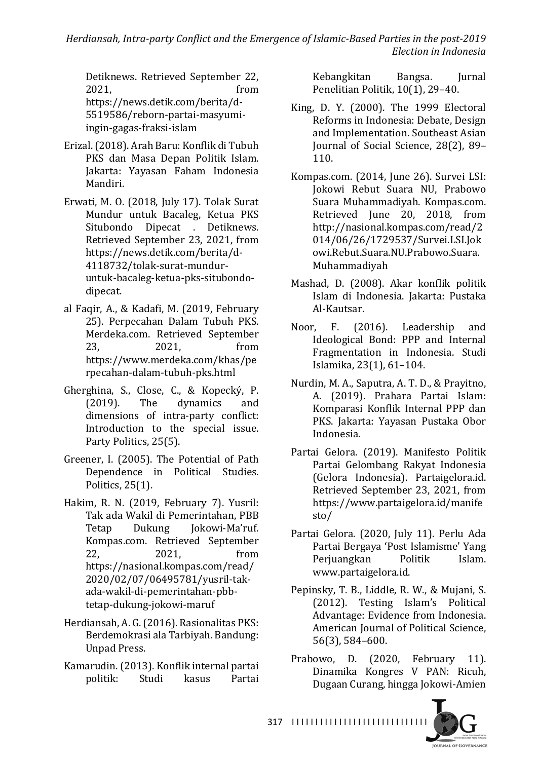Detiknews. Retrieved September 22, 2021, from https://news.detik.com/berita/d-5519586/reborn-partai-masyumi-ingin-gagas-fraksi-islam

Erizal. (2018). Arah Baru: Konflik di Tubuh PKS dan Masa Depan Politik Islam. Jakarta: Yayasan Faham Indonesia Mandiri.

Erwati, M. O. (2018, July 17). Tolak Surat Mundur untuk Bacaleg, Ketua PKS Situbondo Dipecat . Detiknews. Retrieved September 23, 2021, from https://news.detik.com/berita/d-4118732/tolak-surat-mundur-untuk-bacaleg-ketua-pks-situbondo-dipecat.

al Faqir, A., & Kadafi, M. (2019, February 25). Perpecahan Dalam Tubuh PKS. Merdeka.com. Retrieved September 23, 2021, from https://www.merdeka.com/khas/perpecahan-dalam-tubuh-pks.html

Gherghina, S., Close, C., & Kopecký, P. (2019). The dynamics and dimensions of intra-party conflict: Introduction to the special issue. Party Politics, 25(5).

Greener, I. (2005). The Potential of Path Dependence in Political Studies. Politics, 25(1).

Hakim, R. N. (2019, February 7). Yusril: Tak ada Wakil di Pemerintahan, PBB Tetap Dukung Jokowi-Ma'ruf. Kompas.com. Retrieved September 22, 2021, from https://nasional.kompas.com/read/2020/02/07/06495781/yusril-tak-ada-wakil-di-pemerintahan-pbb-tetap-dukung-jokowi-maruf

Herdiansah, A. G. (2016). Rasionalitas PKS: Berdemokrasi ala Tarbiyah. Bandung: Unpad Press.

Kamarudin. (2013). Konflik internal partai politik: Studi kasus Partai Kebangkitan Bangsa. Jurnal Penelitian Politik, 10(1), 29–40.

King, D. Y. (2000). The 1999 Electoral Reforms in Indonesia: Debate, Design and Implementation. Southeast Asian Journal of Social Science, 28(2), 89–110.

Kompas.com. (2014, June 26). Survei LSI: Jokowi Rebut Suara NU, Prabowo Suara Muhammadiyah. Kompas.com. Retrieved June 20, 2018, from http://nasional.kompas.com/read/2014/06/26/1729537/Survei.LSI.Jokowi.Rebut.Suara.NU.Prabowo.Suara.Muhammadiyah

Mashad, D. (2008). Akar konflik politik Islam di Indonesia. Jakarta: Pustaka Al-Kautsar.

Noor, F. (2016). Leadership and Ideological Bond: PPP and Internal Fragmentation in Indonesia. Studi Islamika, 23(1), 61–104.

Nurdin, M. A., Saputra, A. T. D., & Prayitno, A. (2019). Prahara Partai Islam: Komparasi Konflik Internal PPP dan PKS. Jakarta: Yayasan Pustaka Obor Indonesia.

Partai Gelora. (2019). Manifesto Politik Partai Gelombang Rakyat Indonesia (Gelora Indonesia). Partaigelora.id. Retrieved September 23, 2021, from https://www.partaigelora.id/manifesto/

Partai Gelora. (2020, July 11). Perlu Ada Partai Bergaya 'Post Islamisme' Yang Perjuangkan Politik Islam. www.partaigelora.id.

Pepinsky, T. B., Liddle, R. W., & Mujani, S. (2012). Testing Islam's Political Advantage: Evidence from Indonesia. American Journal of Political Science, 56(3), 584–600.

Prabowo, D. (2020, February 11). Dinamika Kongres V PAN: Ricuh, Dugaan Curang, hingga Jokowi-Amien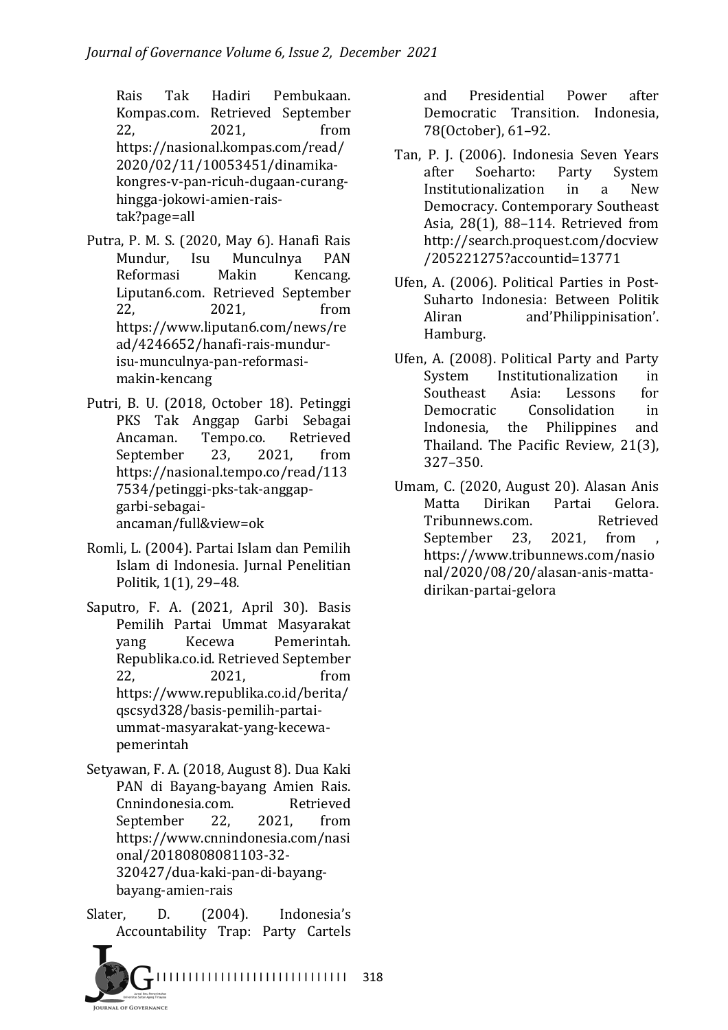Rais Tak Hadiri Pembukaan. Kompas.com. Retrieved September 22, 2021, from https://nasional.kompas.com/read/2020/02/11/10053451/dinamika-kongres-v-pan-ricuh-dugaan-curang-hingga-jokowi-amien-rais-tak?page=all

Putra, P. M. S. (2020, May 6). Hanafi Rais Mundur, Isu Munculnya PAN Reformasi Makin Kencang. Liputan6.com. Retrieved September 22, 2021, from https://www.liputan6.com/news/read/4246652/hanafi-rais-mundur-isu-munculnya-pan-reformasi-makin-kencang

Putri, B. U. (2018, October 18). Petinggi PKS Tak Anggap Garbi Sebagai Ancaman. Tempo.co. Retrieved September 23, 2021, from https://nasional.tempo.co/read/1137534/petinggi-pks-tak-anggap-garbi-sebagai-ancaman/full&view=ok

Romli, L. (2004). Partai Islam dan Pemilih Islam di Indonesia. Jurnal Penelitian Politik, 1(1), 29–48.

Saputro, F. A. (2021, April 30). Basis Pemilih Partai Ummat Masyarakat yang Kecewa Pemerintah. Republika.co.id. Retrieved September 22, 2021, from https://www.republika.co.id/berita/qscsyd328/basis-pemilih-partai-ummat-masyarakat-yang-kecewa-pemerintah

Setyawan, F. A. (2018, August 8). Dua Kaki PAN di Bayang-bayang Amien Rais. Cnnindonesia.com. Retrieved September 22, 2021, from https://www.cnnindonesia.com/nasional/20180808081103-32-320427/dua-kaki-pan-di-bayang-bayang-amien-rais

Slater, D. (2004). Indonesia's Accountability Trap: Party Cartels and Presidential Power after Democratic Transition. Indonesia, 78(October), 61–92.

Tan, P. J. (2006). Indonesia Seven Years after Soeharto: Party System Institutionalization in a New Democracy. Contemporary Southeast Asia, 28(1), 88–114. Retrieved from http://search.proquest.com/docview/205221275?accountid=13771

Ufen, A. (2006). Political Parties in Post-Suharto Indonesia: Between Politik Aliran and'Philippinisation'. Hamburg.

Ufen, A. (2008). Political Party and Party System Institutionalization in Southeast Asia: Lessons for Democratic Consolidation in Indonesia, the Philippines and Thailand. The Pacific Review, 21(3), 327–350.

Umam, C. (2020, August 20). Alasan Anis Matta Dirikan Partai Gelora. Tribunnews.com. Retrieved September 23, 2021, from , https://www.tribunnews.com/nasional/2020/08/20/alasan-anis-matta-dirikan-partai-gelora